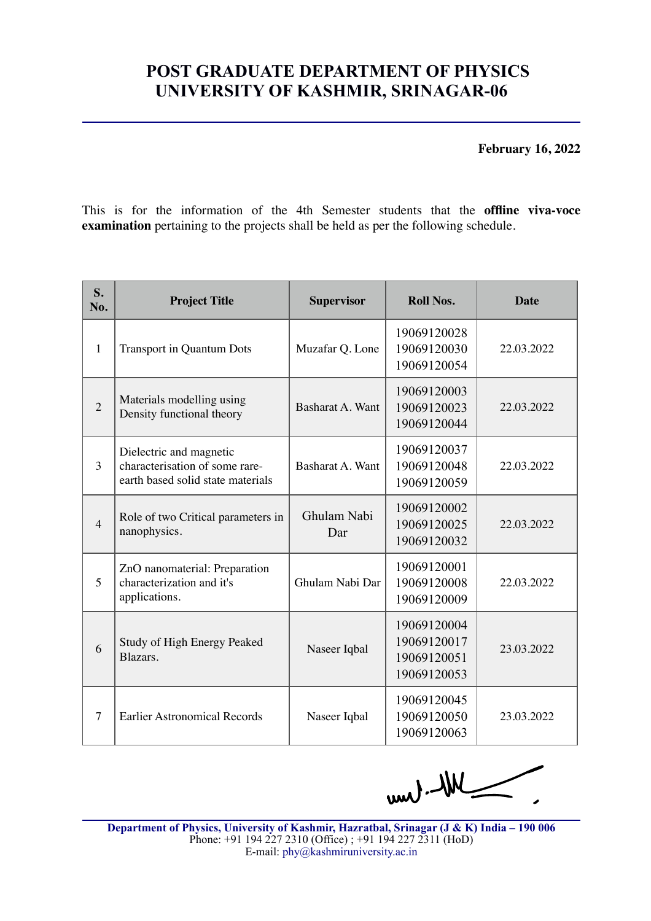# POST GRADUATE DEPARTMENT OF PHYSICS
# UNIVERSITY OF KASHMIR, SRINAGAR-06

**February 16, 2022**

This is for the information of the 4th Semester students that the **offline viva-voce examination** pertaining to the projects shall be held as per the following schedule.

| S. No. | Project Title | Supervisor | Roll Nos. | Date |
|---|---|---|---|---|
| 1 | Transport in Quantum Dots | Muzafar Q. Lone | 19069120028<br>19069120030<br>19069120054 | 22.03.2022 |
| 2 | Materials modelling using Density functional theory | Basharat A. Want | 19069120003<br>19069120023<br>19069120044 | 22.03.2022 |
| 3 | Dielectric and magnetic characterisation of some rare-earth based solid state materials | Basharat A. Want | 19069120037<br>19069120048<br>19069120059 | 22.03.2022 |
| 4 | Role of two Critical parameters in nanophysics. | Ghulam Nabi Dar | 19069120002<br>19069120025<br>19069120032 | 22.03.2022 |
| 5 | ZnO nanomaterial: Preparation characterization and it's applications. | Ghulam Nabi Dar | 19069120001<br>19069120008<br>19069120009 | 22.03.2022 |
| 6 | Study of High Energy Peaked Blazars. | Naseer Iqbal | 19069120004<br>19069120017<br>19069120051<br>19069120053 | 23.03.2022 |
| 7 | Earlier Astronomical Records | Naseer Iqbal | 19069120045<br>19069120050<br>19069120063 | 23.03.2022 |

**Department of Physics, University of Kashmir, Hazratbal, Srinagar (J & K) India – 190 006**
Phone: +91 194 227 2310 (Office) ; +91 194 227 2311 (HoD)
E-mail: phy@kashmiruniversity.ac.in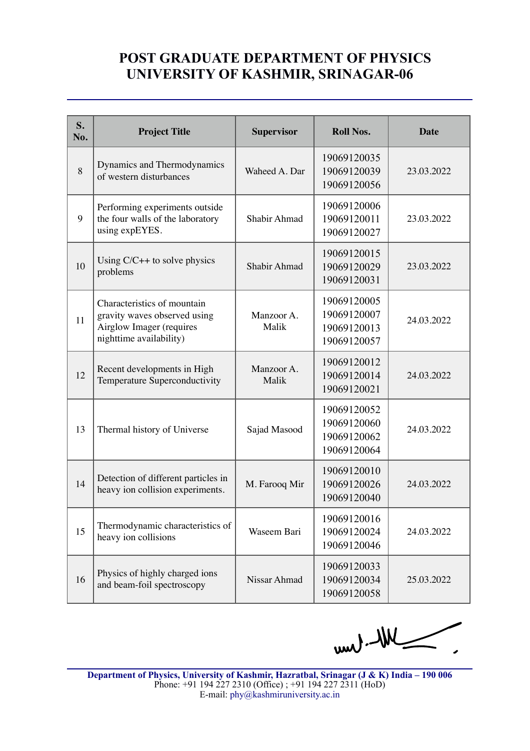# POST GRADUATE DEPARTMENT OF PHYSICS
# UNIVERSITY OF KASHMIR, SRINAGAR-06

| S. No. | Project Title | Supervisor | Roll Nos. | Date |
|---|---|---|---|---|
| 8 | Dynamics and Thermodynamics of western disturbances | Waheed A. Dar | 19069120035<br>19069120039<br>19069120056 | 23.03.2022 |
| 9 | Performing experiments outside the four walls of the laboratory using expEYES. | Shabir Ahmad | 19069120006<br>19069120011<br>19069120027 | 23.03.2022 |
| 10 | Using C/C++ to solve physics problems | Shabir Ahmad | 19069120015<br>19069120029<br>19069120031 | 23.03.2022 |
| 11 | Characteristics of mountain gravity waves observed using Airglow Imager (requires nighttime availability) | Manzoor A. Malik | 19069120005<br>19069120007<br>19069120013<br>19069120057 | 24.03.2022 |
| 12 | Recent developments in High Temperature Superconductivity | Manzoor A. Malik | 19069120012<br>19069120014<br>19069120021 | 24.03.2022 |
| 13 | Thermal history of Universe | Sajad Masood | 19069120052<br>19069120060<br>19069120062<br>19069120064 | 24.03.2022 |
| 14 | Detection of different particles in heavy ion collision experiments. | M. Farooq Mir | 19069120010<br>19069120026<br>19069120040 | 24.03.2022 |
| 15 | Thermodynamic characteristics of heavy ion collisions | Waseem Bari | 19069120016<br>19069120024<br>19069120046 | 24.03.2022 |
| 16 | Physics of highly charged ions and beam-foil spectroscopy | Nissar Ahmad | 19069120033<br>19069120034<br>19069120058 | 25.03.2022 |

**Department of Physics, University of Kashmir, Hazratbal, Srinagar (J & K) India – 190 006**
Phone: +91 194 227 2310 (Office) ; +91 194 227 2311 (HoD)
E-mail: phy@kashmiruniversity.ac.in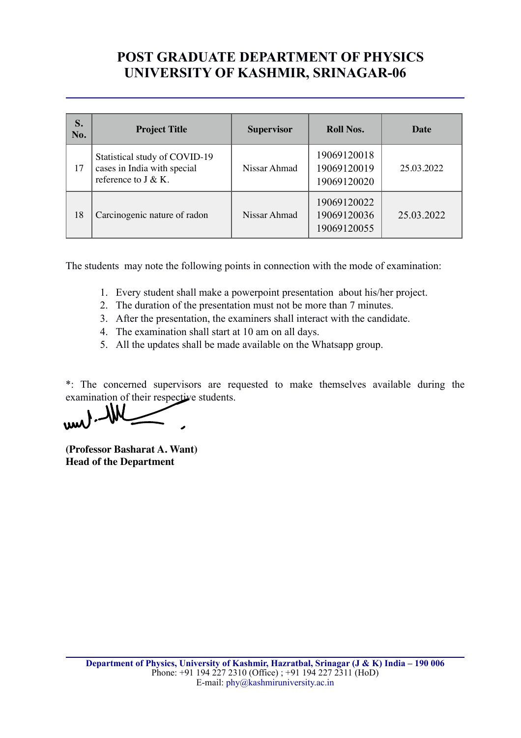# POST GRADUATE DEPARTMENT OF PHYSICS
# UNIVERSITY OF KASHMIR, SRINAGAR-06

| S. No. | Project Title | Supervisor | Roll Nos. | Date |
|---|---|---|---|---|
| 17 | Statistical study of COVID-19 cases in India with special reference to J & K. | Nissar Ahmad | 19069120018<br>19069120019<br>19069120020 | 25.03.2022 |
| 18 | Carcinogenic nature of radon | Nissar Ahmad | 19069120022<br>19069120036<br>19069120055 | 25.03.2022 |

The students may note the following points in connection with the mode of examination:

1. Every student shall make a powerpoint presentation about his/her project.
2. The duration of the presentation must not be more than 7 minutes.
3. After the presentation, the examiners shall interact with the candidate.
4. The examination shall start at 10 am on all days.
5. All the updates shall be made available on the Whatsapp group.

*: The concerned supervisors are requested to make themselves available during the examination of their respective students.

**(Professor Basharat A. Want)**
**Head of the Department**

**Department of Physics, University of Kashmir, Hazratbal, Srinagar (J & K) India – 190 006**
Phone: +91 194 227 2310 (Office) ; +91 194 227 2311 (HoD)
E-mail: phy@kashmiruniversity.ac.in